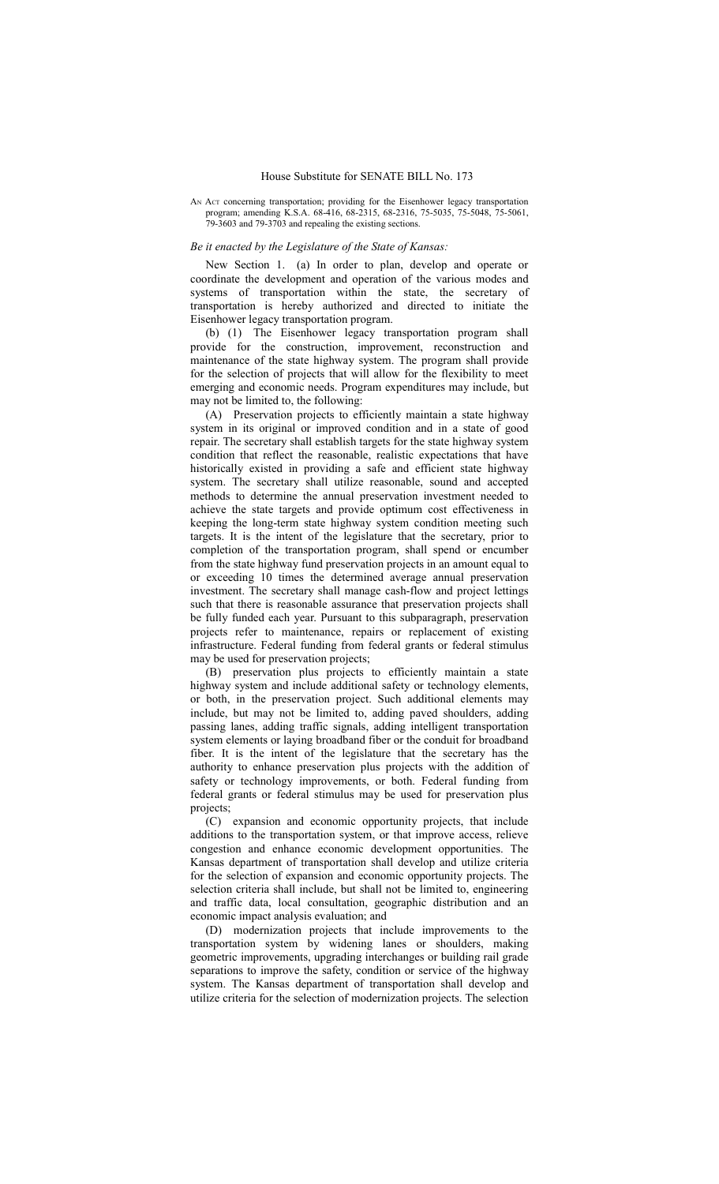# House Substitute for SENATE BILL No. 173

AN ACT concerning transportation; providing for the Eisenhower legacy transportation program; amending K.S.A. 68-416, 68-2315, 68-2316, 75-5035, 75-5048, 75-5061, 79-3603 and 79-3703 and repealing the existing sections.

*Be it enacted by the Legislature of the State of Kansas:*

New Section 1. (a) In order to plan, develop and operate or coordinate the development and operation of the various modes and systems of transportation within the state, the secretary of transportation is hereby authorized and directed to initiate the Eisenhower legacy transportation program.

(b) (1) The Eisenhower legacy transportation program shall provide for the construction, improvement, reconstruction and maintenance of the state highway system. The program shall provide for the selection of projects that will allow for the flexibility to meet emerging and economic needs. Program expenditures may include, but may not be limited to, the following:

(A) Preservation projects to efficiently maintain a state highway system in its original or improved condition and in a state of good repair. The secretary shall establish targets for the state highway system condition that reflect the reasonable, realistic expectations that have historically existed in providing a safe and efficient state highway system. The secretary shall utilize reasonable, sound and accepted methods to determine the annual preservation investment needed to achieve the state targets and provide optimum cost effectiveness in keeping the long-term state highway system condition meeting such targets. It is the intent of the legislature that the secretary, prior to completion of the transportation program, shall spend or encumber from the state highway fund preservation projects in an amount equal to or exceeding 10 times the determined average annual preservation investment. The secretary shall manage cash-flow and project lettings such that there is reasonable assurance that preservation projects shall be fully funded each year. Pursuant to this subparagraph, preservation projects refer to maintenance, repairs or replacement of existing infrastructure. Federal funding from federal grants or federal stimulus may be used for preservation projects;

(B) preservation plus projects to efficiently maintain a state highway system and include additional safety or technology elements, or both, in the preservation project. Such additional elements may include, but may not be limited to, adding paved shoulders, adding passing lanes, adding traffic signals, adding intelligent transportation system elements or laying broadband fiber or the conduit for broadband fiber. It is the intent of the legislature that the secretary has the authority to enhance preservation plus projects with the addition of safety or technology improvements, or both. Federal funding from federal grants or federal stimulus may be used for preservation plus projects;

(C) expansion and economic opportunity projects, that include additions to the transportation system, or that improve access, relieve congestion and enhance economic development opportunities. The Kansas department of transportation shall develop and utilize criteria for the selection of expansion and economic opportunity projects. The selection criteria shall include, but shall not be limited to, engineering and traffic data, local consultation, geographic distribution and an economic impact analysis evaluation; and

(D) modernization projects that include improvements to the transportation system by widening lanes or shoulders, making geometric improvements, upgrading interchanges or building rail grade separations to improve the safety, condition or service of the highway system. The Kansas department of transportation shall develop and utilize criteria for the selection of modernization projects. The selection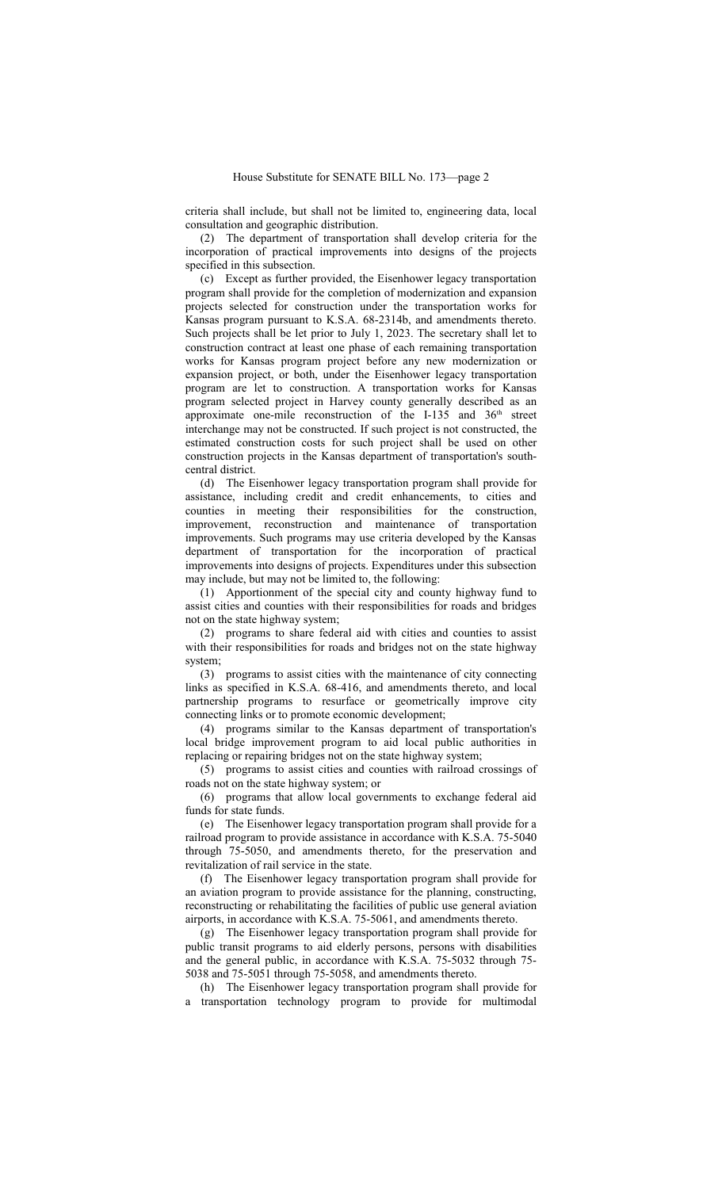criteria shall include, but shall not be limited to, engineering data, local consultation and geographic distribution.

(2) The department of transportation shall develop criteria for the incorporation of practical improvements into designs of the projects specified in this subsection.

(c) Except as further provided, the Eisenhower legacy transportation program shall provide for the completion of modernization and expansion projects selected for construction under the transportation works for Kansas program pursuant to K.S.A. 68-2314b, and amendments thereto. Such projects shall be let prior to July 1, 2023. The secretary shall let to construction contract at least one phase of each remaining transportation works for Kansas program project before any new modernization or expansion project, or both, under the Eisenhower legacy transportation program are let to construction. A transportation works for Kansas program selected project in Harvey county generally described as an approximate one-mile reconstruction of the I-135 and 36th street interchange may not be constructed. If such project is not constructed, the estimated construction costs for such project shall be used on other construction projects in the Kansas department of transportation's south-central district.

(d) The Eisenhower legacy transportation program shall provide for assistance, including credit and credit enhancements, to cities and counties in meeting their responsibilities for the construction, improvement, reconstruction and maintenance of transportation improvements. Such programs may use criteria developed by the Kansas department of transportation for the incorporation of practical improvements into designs of projects. Expenditures under this subsection may include, but may not be limited to, the following:

(1) Apportionment of the special city and county highway fund to assist cities and counties with their responsibilities for roads and bridges not on the state highway system;

(2) programs to share federal aid with cities and counties to assist with their responsibilities for roads and bridges not on the state highway system;

(3) programs to assist cities with the maintenance of city connecting links as specified in K.S.A. 68-416, and amendments thereto, and local partnership programs to resurface or geometrically improve city connecting links or to promote economic development;

(4) programs similar to the Kansas department of transportation's local bridge improvement program to aid local public authorities in replacing or repairing bridges not on the state highway system;

(5) programs to assist cities and counties with railroad crossings of roads not on the state highway system; or

(6) programs that allow local governments to exchange federal aid funds for state funds.

(e) The Eisenhower legacy transportation program shall provide for a railroad program to provide assistance in accordance with K.S.A. 75-5040 through 75-5050, and amendments thereto, for the preservation and revitalization of rail service in the state.

(f) The Eisenhower legacy transportation program shall provide for an aviation program to provide assistance for the planning, constructing, reconstructing or rehabilitating the facilities of public use general aviation airports, in accordance with K.S.A. 75-5061, and amendments thereto.

(g) The Eisenhower legacy transportation program shall provide for public transit programs to aid elderly persons, persons with disabilities and the general public, in accordance with K.S.A. 75-5032 through 75-5038 and 75-5051 through 75-5058, and amendments thereto.

(h) The Eisenhower legacy transportation program shall provide for a transportation technology program to provide for multimodal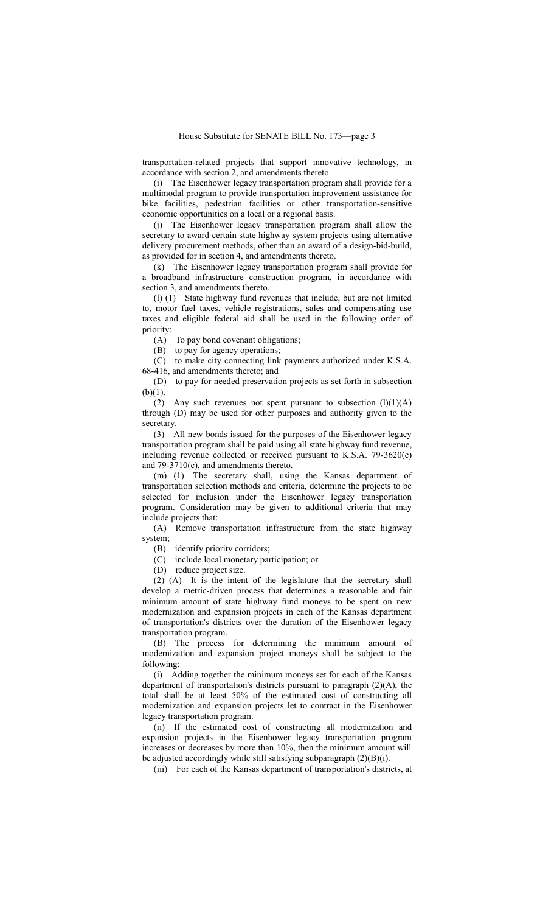transportation-related projects that support innovative technology, in accordance with section 2, and amendments thereto.

(i) The Eisenhower legacy transportation program shall provide for a multimodal program to provide transportation improvement assistance for bike facilities, pedestrian facilities or other transportation-sensitive economic opportunities on a local or a regional basis.

(j) The Eisenhower legacy transportation program shall allow the secretary to award certain state highway system projects using alternative delivery procurement methods, other than an award of a design-bid-build, as provided for in section 4, and amendments thereto.

(k) The Eisenhower legacy transportation program shall provide for a broadband infrastructure construction program, in accordance with section 3, and amendments thereto.

(l) (1) State highway fund revenues that include, but are not limited to, motor fuel taxes, vehicle registrations, sales and compensating use taxes and eligible federal aid shall be used in the following order of priority:

(A) To pay bond covenant obligations;

(B) to pay for agency operations;

(C) to make city connecting link payments authorized under K.S.A. 68-416, and amendments thereto; and

(D) to pay for needed preservation projects as set forth in subsection (b)(1).

(2) Any such revenues not spent pursuant to subsection (l)(1)(A) through (D) may be used for other purposes and authority given to the secretary.

(3) All new bonds issued for the purposes of the Eisenhower legacy transportation program shall be paid using all state highway fund revenue, including revenue collected or received pursuant to K.S.A. 79-3620(c) and 79-3710(c), and amendments thereto.

(m) (1) The secretary shall, using the Kansas department of transportation selection methods and criteria, determine the projects to be selected for inclusion under the Eisenhower legacy transportation program. Consideration may be given to additional criteria that may include projects that:

(A) Remove transportation infrastructure from the state highway system;

(B) identify priority corridors;

(C) include local monetary participation; or

(D) reduce project size.

(2) (A) It is the intent of the legislature that the secretary shall develop a metric-driven process that determines a reasonable and fair minimum amount of state highway fund moneys to be spent on new modernization and expansion projects in each of the Kansas department of transportation's districts over the duration of the Eisenhower legacy transportation program.

(B) The process for determining the minimum amount of modernization and expansion project moneys shall be subject to the following:

(i) Adding together the minimum moneys set for each of the Kansas department of transportation's districts pursuant to paragraph (2)(A), the total shall be at least 50% of the estimated cost of constructing all modernization and expansion projects let to contract in the Eisenhower legacy transportation program.

(ii) If the estimated cost of constructing all modernization and expansion projects in the Eisenhower legacy transportation program increases or decreases by more than 10%, then the minimum amount will be adjusted accordingly while still satisfying subparagraph (2)(B)(i).

(iii) For each of the Kansas department of transportation's districts, at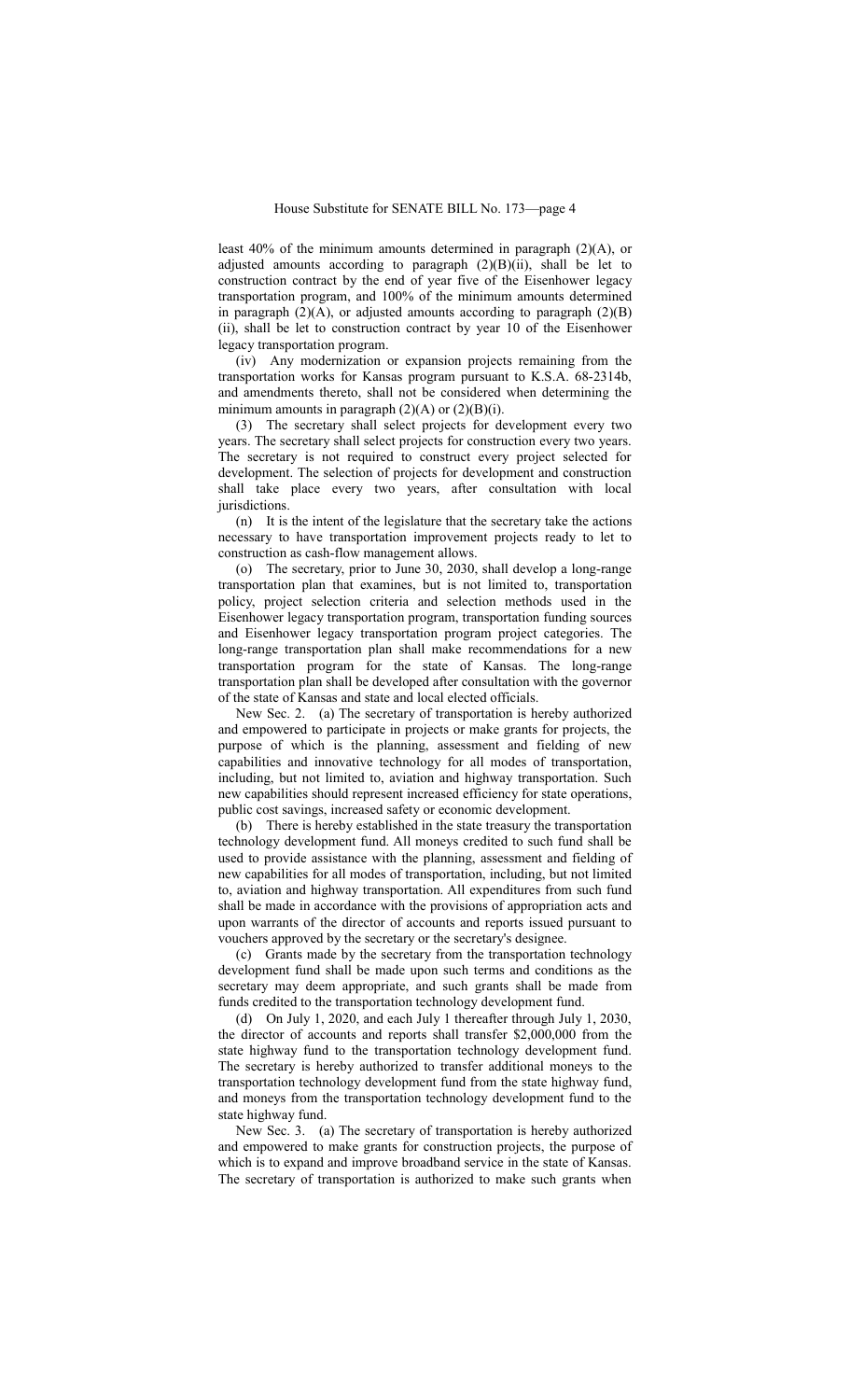least 40% of the minimum amounts determined in paragraph (2)(A), or adjusted amounts according to paragraph (2)(B)(ii), shall be let to construction contract by the end of year five of the Eisenhower legacy transportation program, and 100% of the minimum amounts determined in paragraph (2)(A), or adjusted amounts according to paragraph (2)(B)(ii), shall be let to construction contract by year 10 of the Eisenhower legacy transportation program.

(iv) Any modernization or expansion projects remaining from the transportation works for Kansas program pursuant to K.S.A. 68-2314b, and amendments thereto, shall not be considered when determining the minimum amounts in paragraph (2)(A) or (2)(B)(i).

(3) The secretary shall select projects for development every two years. The secretary shall select projects for construction every two years. The secretary is not required to construct every project selected for development. The selection of projects for development and construction shall take place every two years, after consultation with local jurisdictions.

(n) It is the intent of the legislature that the secretary take the actions necessary to have transportation improvement projects ready to let to construction as cash-flow management allows.

(o) The secretary, prior to June 30, 2030, shall develop a long-range transportation plan that examines, but is not limited to, transportation policy, project selection criteria and selection methods used in the Eisenhower legacy transportation program, transportation funding sources and Eisenhower legacy transportation program project categories. The long-range transportation plan shall make recommendations for a new transportation program for the state of Kansas. The long-range transportation plan shall be developed after consultation with the governor of the state of Kansas and state and local elected officials.

New Sec. 2. (a) The secretary of transportation is hereby authorized and empowered to participate in projects or make grants for projects, the purpose of which is the planning, assessment and fielding of new capabilities and innovative technology for all modes of transportation, including, but not limited to, aviation and highway transportation. Such new capabilities should represent increased efficiency for state operations, public cost savings, increased safety or economic development.

(b) There is hereby established in the state treasury the transportation technology development fund. All moneys credited to such fund shall be used to provide assistance with the planning, assessment and fielding of new capabilities for all modes of transportation, including, but not limited to, aviation and highway transportation. All expenditures from such fund shall be made in accordance with the provisions of appropriation acts and upon warrants of the director of accounts and reports issued pursuant to vouchers approved by the secretary or the secretary's designee.

(c) Grants made by the secretary from the transportation technology development fund shall be made upon such terms and conditions as the secretary may deem appropriate, and such grants shall be made from funds credited to the transportation technology development fund.

(d) On July 1, 2020, and each July 1 thereafter through July 1, 2030, the director of accounts and reports shall transfer $2,000,000 from the state highway fund to the transportation technology development fund. The secretary is hereby authorized to transfer additional moneys to the transportation technology development fund from the state highway fund, and moneys from the transportation technology development fund to the state highway fund.

New Sec. 3. (a) The secretary of transportation is hereby authorized and empowered to make grants for construction projects, the purpose of which is to expand and improve broadband service in the state of Kansas. The secretary of transportation is authorized to make such grants when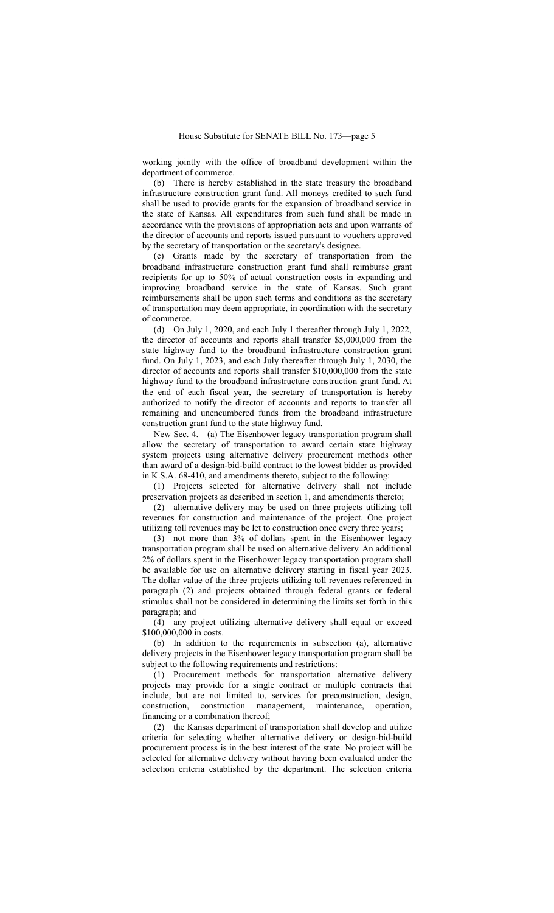working jointly with the office of broadband development within the department of commerce.

(b) There is hereby established in the state treasury the broadband infrastructure construction grant fund. All moneys credited to such fund shall be used to provide grants for the expansion of broadband service in the state of Kansas. All expenditures from such fund shall be made in accordance with the provisions of appropriation acts and upon warrants of the director of accounts and reports issued pursuant to vouchers approved by the secretary of transportation or the secretary's designee.

(c) Grants made by the secretary of transportation from the broadband infrastructure construction grant fund shall reimburse grant recipients for up to 50% of actual construction costs in expanding and improving broadband service in the state of Kansas. Such grant reimbursements shall be upon such terms and conditions as the secretary of transportation may deem appropriate, in coordination with the secretary of commerce.

(d) On July 1, 2020, and each July 1 thereafter through July 1, 2022, the director of accounts and reports shall transfer $5,000,000 from the state highway fund to the broadband infrastructure construction grant fund. On July 1, 2023, and each July thereafter through July 1, 2030, the director of accounts and reports shall transfer $10,000,000 from the state highway fund to the broadband infrastructure construction grant fund. At the end of each fiscal year, the secretary of transportation is hereby authorized to notify the director of accounts and reports to transfer all remaining and unencumbered funds from the broadband infrastructure construction grant fund to the state highway fund.

New Sec. 4. (a) The Eisenhower legacy transportation program shall allow the secretary of transportation to award certain state highway system projects using alternative delivery procurement methods other than award of a design-bid-build contract to the lowest bidder as provided in K.S.A. 68-410, and amendments thereto, subject to the following:

(1) Projects selected for alternative delivery shall not include preservation projects as described in section 1, and amendments thereto;

(2) alternative delivery may be used on three projects utilizing toll revenues for construction and maintenance of the project. One project utilizing toll revenues may be let to construction once every three years;

(3) not more than 3% of dollars spent in the Eisenhower legacy transportation program shall be used on alternative delivery. An additional 2% of dollars spent in the Eisenhower legacy transportation program shall be available for use on alternative delivery starting in fiscal year 2023. The dollar value of the three projects utilizing toll revenues referenced in paragraph (2) and projects obtained through federal grants or federal stimulus shall not be considered in determining the limits set forth in this paragraph; and

(4) any project utilizing alternative delivery shall equal or exceed $100,000,000 in costs.

(b) In addition to the requirements in subsection (a), alternative delivery projects in the Eisenhower legacy transportation program shall be subject to the following requirements and restrictions:

(1) Procurement methods for transportation alternative delivery projects may provide for a single contract or multiple contracts that include, but are not limited to, services for preconstruction, design, construction, construction management, maintenance, operation, financing or a combination thereof;

(2) the Kansas department of transportation shall develop and utilize criteria for selecting whether alternative delivery or design-bid-build procurement process is in the best interest of the state. No project will be selected for alternative delivery without having been evaluated under the selection criteria established by the department. The selection criteria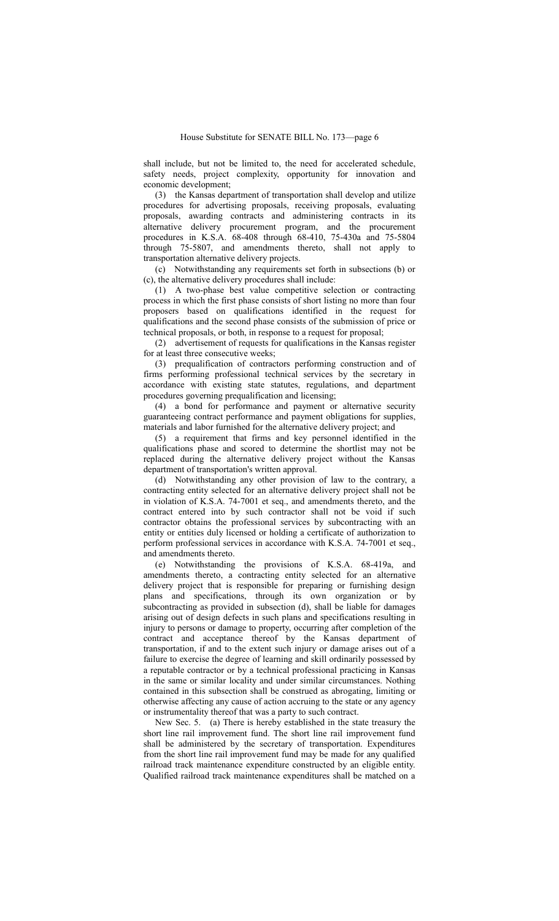shall include, but not be limited to, the need for accelerated schedule, safety needs, project complexity, opportunity for innovation and economic development;

(3) the Kansas department of transportation shall develop and utilize procedures for advertising proposals, receiving proposals, evaluating proposals, awarding contracts and administering contracts in its alternative delivery procurement program, and the procurement procedures in K.S.A. 68-408 through 68-410, 75-430a and 75-5804 through 75-5807, and amendments thereto, shall not apply to transportation alternative delivery projects.

(c) Notwithstanding any requirements set forth in subsections (b) or (c), the alternative delivery procedures shall include:

(1) A two-phase best value competitive selection or contracting process in which the first phase consists of short listing no more than four proposers based on qualifications identified in the request for qualifications and the second phase consists of the submission of price or technical proposals, or both, in response to a request for proposal;

(2) advertisement of requests for qualifications in the Kansas register for at least three consecutive weeks;

(3) prequalification of contractors performing construction and of firms performing professional technical services by the secretary in accordance with existing state statutes, regulations, and department procedures governing prequalification and licensing;

(4) a bond for performance and payment or alternative security guaranteeing contract performance and payment obligations for supplies, materials and labor furnished for the alternative delivery project; and

(5) a requirement that firms and key personnel identified in the qualifications phase and scored to determine the shortlist may not be replaced during the alternative delivery project without the Kansas department of transportation's written approval.

(d) Notwithstanding any other provision of law to the contrary, a contracting entity selected for an alternative delivery project shall not be in violation of K.S.A. 74-7001 et seq., and amendments thereto, and the contract entered into by such contractor shall not be void if such contractor obtains the professional services by subcontracting with an entity or entities duly licensed or holding a certificate of authorization to perform professional services in accordance with K.S.A. 74-7001 et seq., and amendments thereto.

(e) Notwithstanding the provisions of K.S.A. 68-419a, and amendments thereto, a contracting entity selected for an alternative delivery project that is responsible for preparing or furnishing design plans and specifications, through its own organization or by subcontracting as provided in subsection (d), shall be liable for damages arising out of design defects in such plans and specifications resulting in injury to persons or damage to property, occurring after completion of the contract and acceptance thereof by the Kansas department of transportation, if and to the extent such injury or damage arises out of a failure to exercise the degree of learning and skill ordinarily possessed by a reputable contractor or by a technical professional practicing in Kansas in the same or similar locality and under similar circumstances. Nothing contained in this subsection shall be construed as abrogating, limiting or otherwise affecting any cause of action accruing to the state or any agency or instrumentality thereof that was a party to such contract.

New Sec. 5. (a) There is hereby established in the state treasury the short line rail improvement fund. The short line rail improvement fund shall be administered by the secretary of transportation. Expenditures from the short line rail improvement fund may be made for any qualified railroad track maintenance expenditure constructed by an eligible entity. Qualified railroad track maintenance expenditures shall be matched on a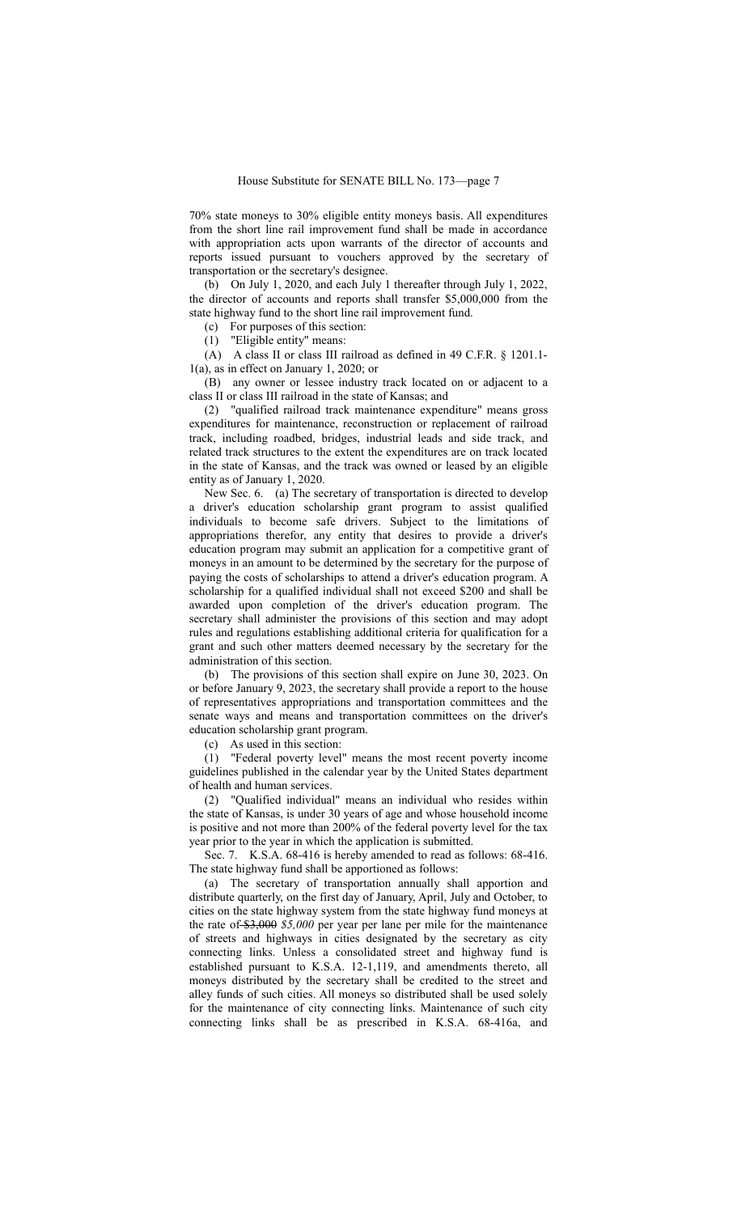70% state moneys to 30% eligible entity moneys basis. All expenditures from the short line rail improvement fund shall be made in accordance with appropriation acts upon warrants of the director of accounts and reports issued pursuant to vouchers approved by the secretary of transportation or the secretary's designee.

(b) On July 1, 2020, and each July 1 thereafter through July 1, 2022, the director of accounts and reports shall transfer $5,000,000 from the state highway fund to the short line rail improvement fund.

(c) For purposes of this section:

(1) "Eligible entity" means:

(A) A class II or class III railroad as defined in 49 C.F.R. § 1201.1-1(a), as in effect on January 1, 2020; or

(B) any owner or lessee industry track located on or adjacent to a class II or class III railroad in the state of Kansas; and

(2) "qualified railroad track maintenance expenditure" means gross expenditures for maintenance, reconstruction or replacement of railroad track, including roadbed, bridges, industrial leads and side track, and related track structures to the extent the expenditures are on track located in the state of Kansas, and the track was owned or leased by an eligible entity as of January 1, 2020.

New Sec. 6. (a) The secretary of transportation is directed to develop a driver's education scholarship grant program to assist qualified individuals to become safe drivers. Subject to the limitations of appropriations therefor, any entity that desires to provide a driver's education program may submit an application for a competitive grant of moneys in an amount to be determined by the secretary for the purpose of paying the costs of scholarships to attend a driver's education program. A scholarship for a qualified individual shall not exceed $200 and shall be awarded upon completion of the driver's education program. The secretary shall administer the provisions of this section and may adopt rules and regulations establishing additional criteria for qualification for a grant and such other matters deemed necessary by the secretary for the administration of this section.

(b) The provisions of this section shall expire on June 30, 2023. On or before January 9, 2023, the secretary shall provide a report to the house of representatives appropriations and transportation committees and the senate ways and means and transportation committees on the driver's education scholarship grant program.

(c) As used in this section:

(1) "Federal poverty level" means the most recent poverty income guidelines published in the calendar year by the United States department of health and human services.

(2) "Qualified individual" means an individual who resides within the state of Kansas, is under 30 years of age and whose household income is positive and not more than 200% of the federal poverty level for the tax year prior to the year in which the application is submitted.

Sec. 7. K.S.A. 68-416 is hereby amended to read as follows: 68-416. The state highway fund shall be apportioned as follows:

(a) The secretary of transportation annually shall apportion and distribute quarterly, on the first day of January, April, July and October, to cities on the state highway system from the state highway fund moneys at the rate of ~~$3,000~~ *$5,000* per year per lane per mile for the maintenance of streets and highways in cities designated by the secretary as city connecting links. Unless a consolidated street and highway fund is established pursuant to K.S.A. 12-1,119, and amendments thereto, all moneys distributed by the secretary shall be credited to the street and alley funds of such cities. All moneys so distributed shall be used solely for the maintenance of city connecting links. Maintenance of such city connecting links shall be as prescribed in K.S.A. 68-416a, and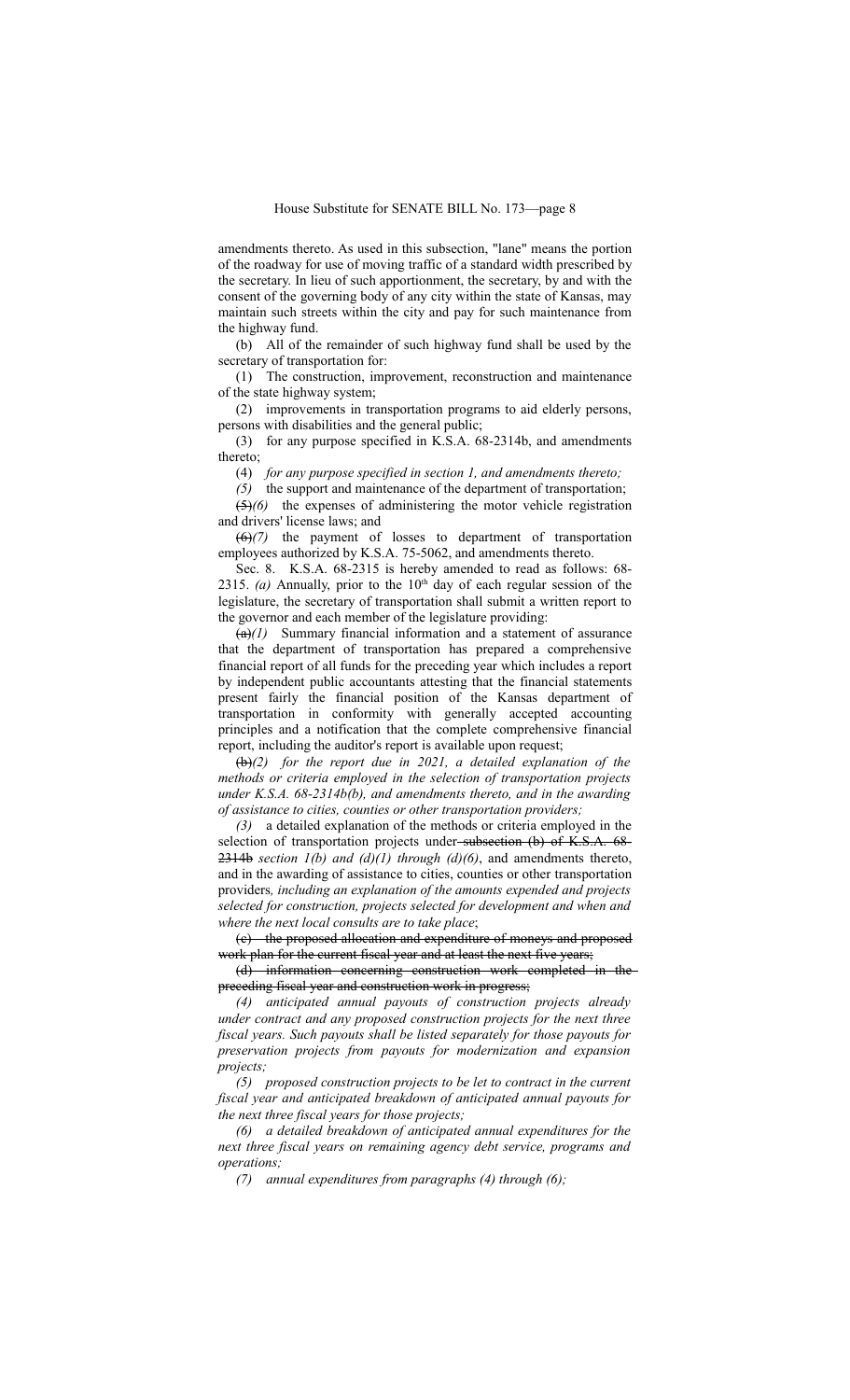amendments thereto. As used in this subsection, "lane" means the portion of the roadway for use of moving traffic of a standard width prescribed by the secretary. In lieu of such apportionment, the secretary, by and with the consent of the governing body of any city within the state of Kansas, may maintain such streets within the city and pay for such maintenance from the highway fund.

(b) All of the remainder of such highway fund shall be used by the secretary of transportation for:

(1) The construction, improvement, reconstruction and maintenance of the state highway system;

(2) improvements in transportation programs to aid elderly persons, persons with disabilities and the general public;

(3) for any purpose specified in K.S.A. 68-2314b, and amendments thereto;

(4) *for any purpose specified in section 1, and amendments thereto;*

*(5)* the support and maintenance of the department of transportation;

~~(5)~~*(6)* the expenses of administering the motor vehicle registration and drivers' license laws; and

~~(6)~~*(7)* the payment of losses to department of transportation employees authorized by K.S.A. 75-5062, and amendments thereto.

Sec. 8. K.S.A. 68-2315 is hereby amended to read as follows: 68-2315. *(a)* Annually, prior to the 10th day of each regular session of the legislature, the secretary of transportation shall submit a written report to the governor and each member of the legislature providing:

~~(a)~~*(1)* Summary financial information and a statement of assurance that the department of transportation has prepared a comprehensive financial report of all funds for the preceding year which includes a report by independent public accountants attesting that the financial statements present fairly the financial position of the Kansas department of transportation in conformity with generally accepted accounting principles and a notification that the complete comprehensive financial report, including the auditor's report is available upon request;

~~(b)~~*(2) for the report due in 2021, a detailed explanation of the methods or criteria employed in the selection of transportation projects under K.S.A. 68-2314b(b), and amendments thereto, and in the awarding of assistance to cities, counties or other transportation providers;*

*(3)* a detailed explanation of the methods or criteria employed in the selection of transportation projects under ~~subsection (b) of K.S.A. 68-2314b~~ *section 1(b) and (d)(1) through (d)(6)*, and amendments thereto, and in the awarding of assistance to cities, counties or other transportation providers*, including an explanation of the amounts expended and projects selected for construction, projects selected for development and when and where the next local consults are to take place*;

~~(c) the proposed allocation and expenditure of moneys and proposed work plan for the current fiscal year and at least the next five years;~~

~~(d) information concerning construction work completed in the preceding fiscal year and construction work in progress;~~

*(4) anticipated annual payouts of construction projects already under contract and any proposed construction projects for the next three fiscal years. Such payouts shall be listed separately for those payouts for preservation projects from payouts for modernization and expansion projects;*

*(5) proposed construction projects to be let to contract in the current fiscal year and anticipated breakdown of anticipated annual payouts for the next three fiscal years for those projects;*

*(6) a detailed breakdown of anticipated annual expenditures for the next three fiscal years on remaining agency debt service, programs and operations;*

*(7) annual expenditures from paragraphs (4) through (6);*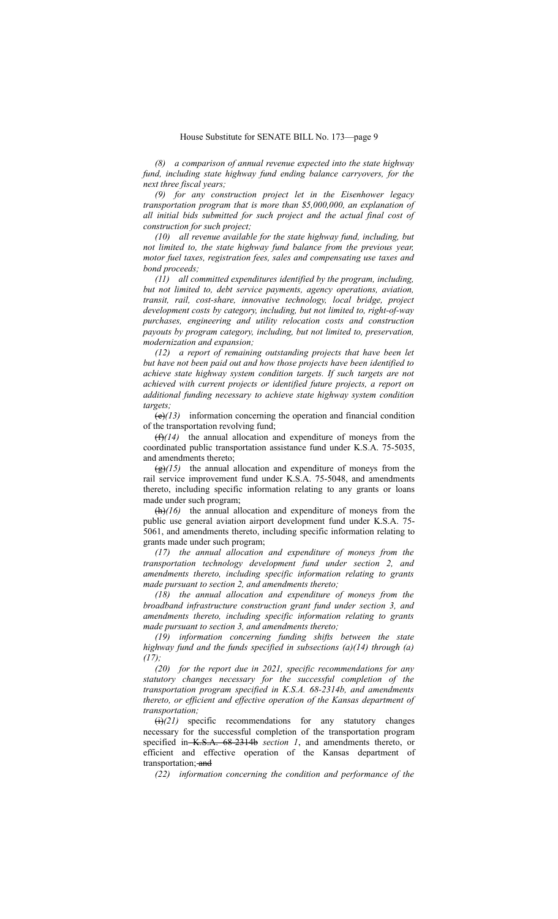*(8) a comparison of annual revenue expected into the state highway fund, including state highway fund ending balance carryovers, for the next three fiscal years;*

*(9) for any construction project let in the Eisenhower legacy transportation program that is more than $5,000,000, an explanation of all initial bids submitted for such project and the actual final cost of construction for such project;*

*(10) all revenue available for the state highway fund, including, but not limited to, the state highway fund balance from the previous year, motor fuel taxes, registration fees, sales and compensating use taxes and bond proceeds;*

*(11) all committed expenditures identified by the program, including, but not limited to, debt service payments, agency operations, aviation, transit, rail, cost-share, innovative technology, local bridge, project development costs by category, including, but not limited to, right-of-way purchases, engineering and utility relocation costs and construction payouts by program category, including, but not limited to, preservation, modernization and expansion;*

*(12) a report of remaining outstanding projects that have been let but have not been paid out and how those projects have been identified to achieve state highway system condition targets. If such targets are not achieved with current projects or identified future projects, a report on additional funding necessary to achieve state highway system condition targets;*

~~(e)~~*(13)* information concerning the operation and financial condition of the transportation revolving fund;

~~(f)~~*(14)* the annual allocation and expenditure of moneys from the coordinated public transportation assistance fund under K.S.A. 75-5035, and amendments thereto;

~~(g)~~*(15)* the annual allocation and expenditure of moneys from the rail service improvement fund under K.S.A. 75-5048, and amendments thereto, including specific information relating to any grants or loans made under such program;

~~(h)~~*(16)* the annual allocation and expenditure of moneys from the public use general aviation airport development fund under K.S.A. 75-5061, and amendments thereto, including specific information relating to grants made under such program;

*(17) the annual allocation and expenditure of moneys from the transportation technology development fund under section 2, and amendments thereto, including specific information relating to grants made pursuant to section 2, and amendments thereto;*

*(18) the annual allocation and expenditure of moneys from the broadband infrastructure construction grant fund under section 3, and amendments thereto, including specific information relating to grants made pursuant to section 3, and amendments thereto;*

*(19) information concerning funding shifts between the state highway fund and the funds specified in subsections (a)(14) through (a)(17);*

*(20) for the report due in 2021, specific recommendations for any statutory changes necessary for the successful completion of the transportation program specified in K.S.A. 68-2314b, and amendments thereto, or efficient and effective operation of the Kansas department of transportation;*

~~(i)~~*(21)* specific recommendations for any statutory changes necessary for the successful completion of the transportation program specified in ~~K.S.A. 68-2314b~~ *section 1*, and amendments thereto, or efficient and effective operation of the Kansas department of transportation;~~ and~~

*(22) information concerning the condition and performance of the*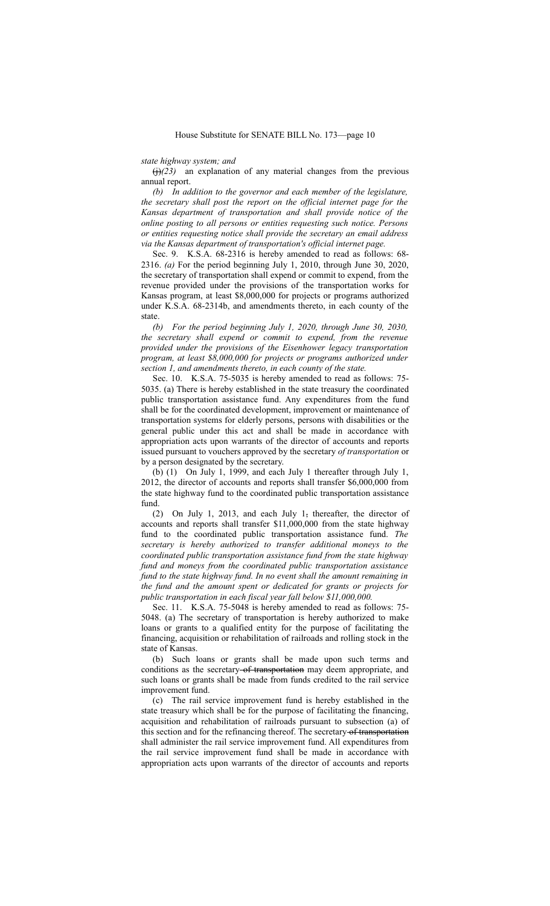*state highway system; and*

~~(j)~~*(23)* an explanation of any material changes from the previous annual report.

*(b) In addition to the governor and each member of the legislature, the secretary shall post the report on the official internet page for the Kansas department of transportation and shall provide notice of the online posting to all persons or entities requesting such notice. Persons or entities requesting notice shall provide the secretary an email address via the Kansas department of transportation's official internet page.*

Sec. 9. K.S.A. 68-2316 is hereby amended to read as follows: 68-2316. *(a)* For the period beginning July 1, 2010, through June 30, 2020, the secretary of transportation shall expend or commit to expend, from the revenue provided under the provisions of the transportation works for Kansas program, at least $8,000,000 for projects or programs authorized under K.S.A. 68-2314b, and amendments thereto, in each county of the state.

*(b) For the period beginning July 1, 2020, through June 30, 2030, the secretary shall expend or commit to expend, from the revenue provided under the provisions of the Eisenhower legacy transportation program, at least $8,000,000 for projects or programs authorized under section 1, and amendments thereto, in each county of the state.*

Sec. 10. K.S.A. 75-5035 is hereby amended to read as follows: 75-5035. (a) There is hereby established in the state treasury the coordinated public transportation assistance fund. Any expenditures from the fund shall be for the coordinated development, improvement or maintenance of transportation systems for elderly persons, persons with disabilities or the general public under this act and shall be made in accordance with appropriation acts upon warrants of the director of accounts and reports issued pursuant to vouchers approved by the secretary *of transportation* or by a person designated by the secretary.

(b) (1) On July 1, 1999, and each July 1 thereafter through July 1, 2012, the director of accounts and reports shall transfer $6,000,000 from the state highway fund to the coordinated public transportation assistance fund.

(2) On July 1, 2013, and each July 1~~,~~ thereafter, the director of accounts and reports shall transfer $11,000,000 from the state highway fund to the coordinated public transportation assistance fund. *The secretary is hereby authorized to transfer additional moneys to the coordinated public transportation assistance fund from the state highway fund and moneys from the coordinated public transportation assistance fund to the state highway fund. In no event shall the amount remaining in the fund and the amount spent or dedicated for grants or projects for public transportation in each fiscal year fall below $11,000,000.*

Sec. 11. K.S.A. 75-5048 is hereby amended to read as follows: 75-5048. (a) The secretary of transportation is hereby authorized to make loans or grants to a qualified entity for the purpose of facilitating the financing, acquisition or rehabilitation of railroads and rolling stock in the state of Kansas.

(b) Such loans or grants shall be made upon such terms and conditions as the secretary ~~of transportation~~ may deem appropriate, and such loans or grants shall be made from funds credited to the rail service improvement fund.

(c) The rail service improvement fund is hereby established in the state treasury which shall be for the purpose of facilitating the financing, acquisition and rehabilitation of railroads pursuant to subsection (a) of this section and for the refinancing thereof. The secretary ~~of transportation~~ shall administer the rail service improvement fund. All expenditures from the rail service improvement fund shall be made in accordance with appropriation acts upon warrants of the director of accounts and reports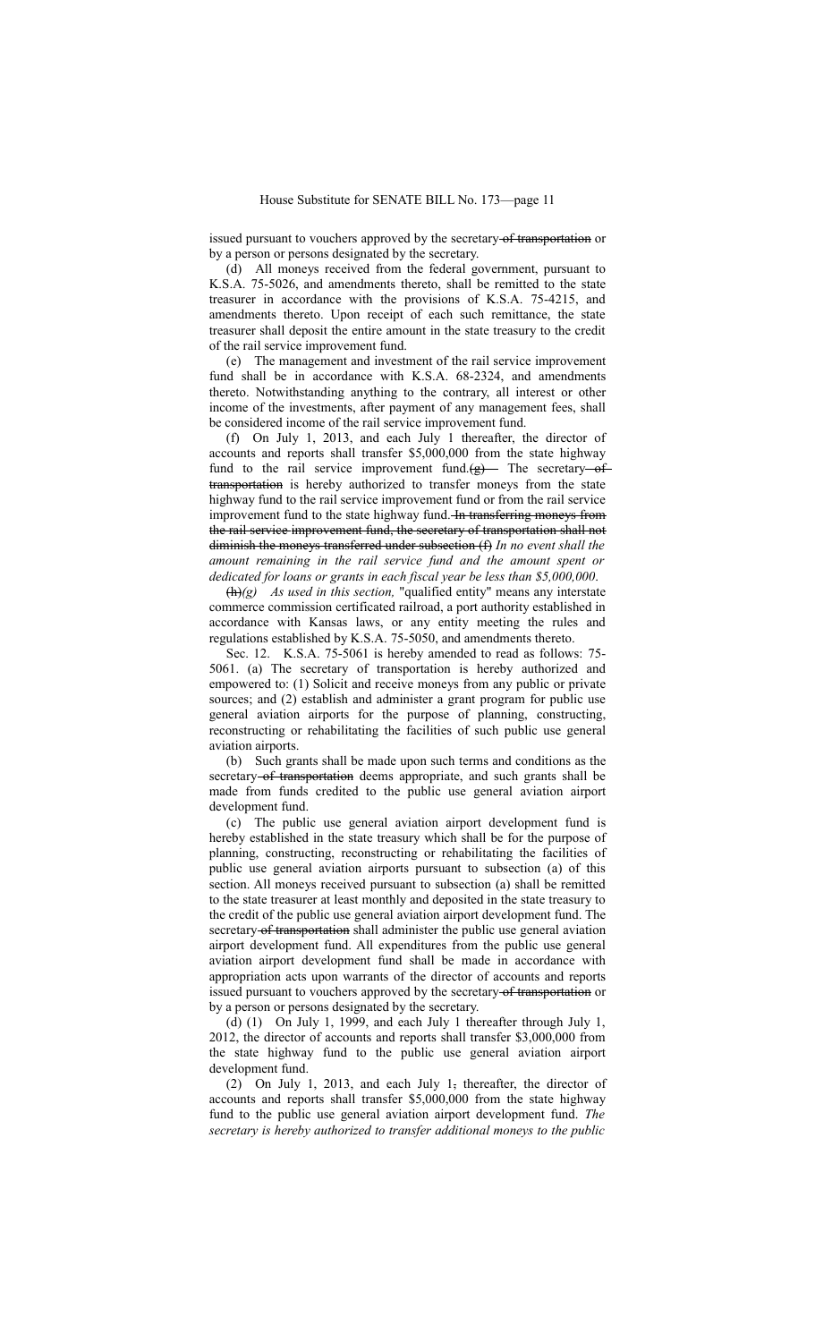issued pursuant to vouchers approved by the secretary of transportation or by a person or persons designated by the secretary.

(d) All moneys received from the federal government, pursuant to K.S.A. 75-5026, and amendments thereto, shall be remitted to the state treasurer in accordance with the provisions of K.S.A. 75-4215, and amendments thereto. Upon receipt of each such remittance, the state treasurer shall deposit the entire amount in the state treasury to the credit of the rail service improvement fund.

(e) The management and investment of the rail service improvement fund shall be in accordance with K.S.A. 68-2324, and amendments thereto. Notwithstanding anything to the contrary, all interest or other income of the investments, after payment of any management fees, shall be considered income of the rail service improvement fund.

(f) On July 1, 2013, and each July 1 thereafter, the director of accounts and reports shall transfer $5,000,000 from the state highway fund to the rail service improvement fund. (g) The secretary of transportation is hereby authorized to transfer moneys from the state highway fund to the rail service improvement fund or from the rail service improvement fund to the state highway fund. In transferring moneys from the rail service improvement fund, the secretary of transportation shall not diminish the moneys transferred under subsection (f) *In no event shall the amount remaining in the rail service fund and the amount spent or dedicated for loans or grants in each fiscal year be less than $5,000,000*.

(h)*(g) As used in this section,* "qualified entity" means any interstate commerce commission certificated railroad, a port authority established in accordance with Kansas laws, or any entity meeting the rules and regulations established by K.S.A. 75-5050, and amendments thereto.

Sec. 12. K.S.A. 75-5061 is hereby amended to read as follows: 75-5061. (a) The secretary of transportation is hereby authorized and empowered to: (1) Solicit and receive moneys from any public or private sources; and (2) establish and administer a grant program for public use general aviation airports for the purpose of planning, constructing, reconstructing or rehabilitating the facilities of such public use general aviation airports.

(b) Such grants shall be made upon such terms and conditions as the secretary of transportation deems appropriate, and such grants shall be made from funds credited to the public use general aviation airport development fund.

(c) The public use general aviation airport development fund is hereby established in the state treasury which shall be for the purpose of planning, constructing, reconstructing or rehabilitating the facilities of public use general aviation airports pursuant to subsection (a) of this section. All moneys received pursuant to subsection (a) shall be remitted to the state treasurer at least monthly and deposited in the state treasury to the credit of the public use general aviation airport development fund. The secretary of transportation shall administer the public use general aviation airport development fund. All expenditures from the public use general aviation airport development fund shall be made in accordance with appropriation acts upon warrants of the director of accounts and reports issued pursuant to vouchers approved by the secretary of transportation or by a person or persons designated by the secretary.

(d) (1) On July 1, 1999, and each July 1 thereafter through July 1, 2012, the director of accounts and reports shall transfer $3,000,000 from the state highway fund to the public use general aviation airport development fund.

(2) On July 1, 2013, and each July 1, thereafter, the director of accounts and reports shall transfer $5,000,000 from the state highway fund to the public use general aviation airport development fund. *The secretary is hereby authorized to transfer additional moneys to the public*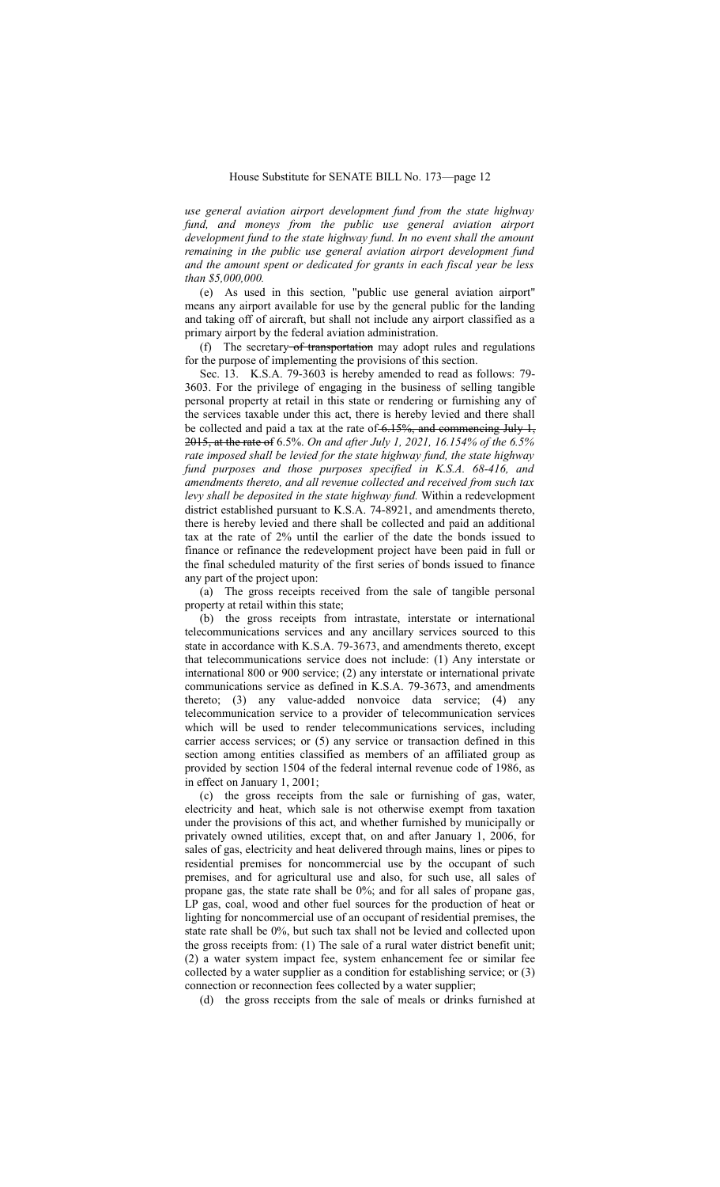*use general aviation airport development fund from the state highway fund, and moneys from the public use general aviation airport development fund to the state highway fund. In no event shall the amount remaining in the public use general aviation airport development fund and the amount spent or dedicated for grants in each fiscal year be less than $5,000,000.*

(e) As used in this section, "public use general aviation airport" means any airport available for use by the general public for the landing and taking off of aircraft, but shall not include any airport classified as a primary airport by the federal aviation administration.

(f) The secretary ~~of transportation~~ may adopt rules and regulations for the purpose of implementing the provisions of this section.

Sec. 13. K.S.A. 79-3603 is hereby amended to read as follows: 79-3603. For the privilege of engaging in the business of selling tangible personal property at retail in this state or rendering or furnishing any of the services taxable under this act, there is hereby levied and there shall be collected and paid a tax at the rate of ~~6.15%, and commencing July 1, 2015, at the rate of~~ 6.5%. *On and after July 1, 2021, 16.154% of the 6.5% rate imposed shall be levied for the state highway fund, the state highway fund purposes and those purposes specified in K.S.A. 68-416, and amendments thereto, and all revenue collected and received from such tax levy shall be deposited in the state highway fund.* Within a redevelopment district established pursuant to K.S.A. 74-8921, and amendments thereto, there is hereby levied and there shall be collected and paid an additional tax at the rate of 2% until the earlier of the date the bonds issued to finance or refinance the redevelopment project have been paid in full or the final scheduled maturity of the first series of bonds issued to finance any part of the project upon:

(a) The gross receipts received from the sale of tangible personal property at retail within this state;

(b) the gross receipts from intrastate, interstate or international telecommunications services and any ancillary services sourced to this state in accordance with K.S.A. 79-3673, and amendments thereto, except that telecommunications service does not include: (1) Any interstate or international 800 or 900 service; (2) any interstate or international private communications service as defined in K.S.A. 79-3673, and amendments thereto; (3) any value-added nonvoice data service; (4) any telecommunication service to a provider of telecommunication services which will be used to render telecommunications services, including carrier access services; or (5) any service or transaction defined in this section among entities classified as members of an affiliated group as provided by section 1504 of the federal internal revenue code of 1986, as in effect on January 1, 2001;

(c) the gross receipts from the sale or furnishing of gas, water, electricity and heat, which sale is not otherwise exempt from taxation under the provisions of this act, and whether furnished by municipally or privately owned utilities, except that, on and after January 1, 2006, for sales of gas, electricity and heat delivered through mains, lines or pipes to residential premises for noncommercial use by the occupant of such premises, and for agricultural use and also, for such use, all sales of propane gas, the state rate shall be 0%; and for all sales of propane gas, LP gas, coal, wood and other fuel sources for the production of heat or lighting for noncommercial use of an occupant of residential premises, the state rate shall be 0%, but such tax shall not be levied and collected upon the gross receipts from: (1) The sale of a rural water district benefit unit; (2) a water system impact fee, system enhancement fee or similar fee collected by a water supplier as a condition for establishing service; or (3) connection or reconnection fees collected by a water supplier;

(d) the gross receipts from the sale of meals or drinks furnished at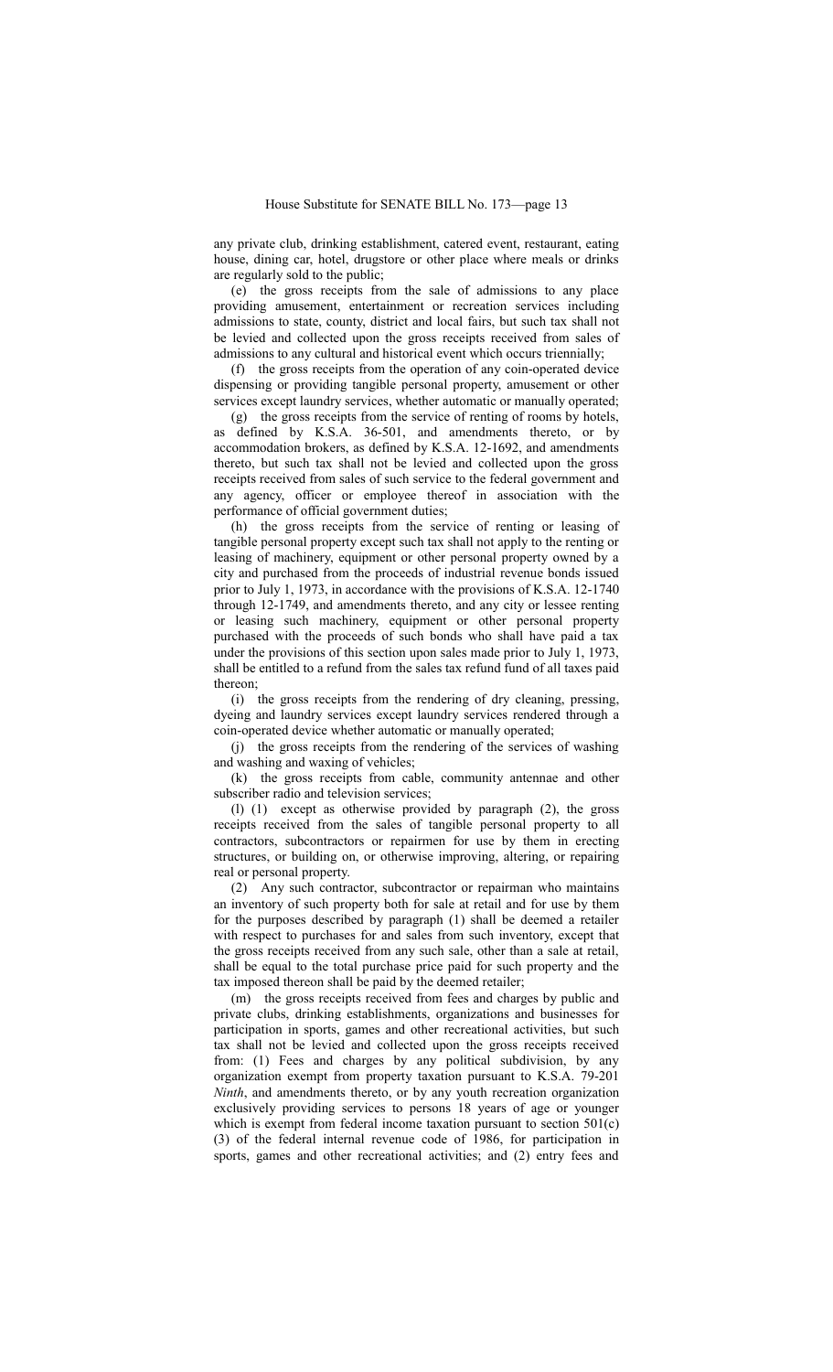any private club, drinking establishment, catered event, restaurant, eating house, dining car, hotel, drugstore or other place where meals or drinks are regularly sold to the public;

(e) the gross receipts from the sale of admissions to any place providing amusement, entertainment or recreation services including admissions to state, county, district and local fairs, but such tax shall not be levied and collected upon the gross receipts received from sales of admissions to any cultural and historical event which occurs triennially;

(f) the gross receipts from the operation of any coin-operated device dispensing or providing tangible personal property, amusement or other services except laundry services, whether automatic or manually operated;

(g) the gross receipts from the service of renting of rooms by hotels, as defined by K.S.A. 36-501, and amendments thereto, or by accommodation brokers, as defined by K.S.A. 12-1692, and amendments thereto, but such tax shall not be levied and collected upon the gross receipts received from sales of such service to the federal government and any agency, officer or employee thereof in association with the performance of official government duties;

(h) the gross receipts from the service of renting or leasing of tangible personal property except such tax shall not apply to the renting or leasing of machinery, equipment or other personal property owned by a city and purchased from the proceeds of industrial revenue bonds issued prior to July 1, 1973, in accordance with the provisions of K.S.A. 12-1740 through 12-1749, and amendments thereto, and any city or lessee renting or leasing such machinery, equipment or other personal property purchased with the proceeds of such bonds who shall have paid a tax under the provisions of this section upon sales made prior to July 1, 1973, shall be entitled to a refund from the sales tax refund fund of all taxes paid thereon;

(i) the gross receipts from the rendering of dry cleaning, pressing, dyeing and laundry services except laundry services rendered through a coin-operated device whether automatic or manually operated;

(j) the gross receipts from the rendering of the services of washing and washing and waxing of vehicles;

(k) the gross receipts from cable, community antennae and other subscriber radio and television services;

(l) (1) except as otherwise provided by paragraph (2), the gross receipts received from the sales of tangible personal property to all contractors, subcontractors or repairmen for use by them in erecting structures, or building on, or otherwise improving, altering, or repairing real or personal property.

(2) Any such contractor, subcontractor or repairman who maintains an inventory of such property both for sale at retail and for use by them for the purposes described by paragraph (1) shall be deemed a retailer with respect to purchases for and sales from such inventory, except that the gross receipts received from any such sale, other than a sale at retail, shall be equal to the total purchase price paid for such property and the tax imposed thereon shall be paid by the deemed retailer;

(m) the gross receipts received from fees and charges by public and private clubs, drinking establishments, organizations and businesses for participation in sports, games and other recreational activities, but such tax shall not be levied and collected upon the gross receipts received from: (1) Fees and charges by any political subdivision, by any organization exempt from property taxation pursuant to K.S.A. 79-201 *Ninth*, and amendments thereto, or by any youth recreation organization exclusively providing services to persons 18 years of age or younger which is exempt from federal income taxation pursuant to section 501(c)(3) of the federal internal revenue code of 1986, for participation in sports, games and other recreational activities; and (2) entry fees and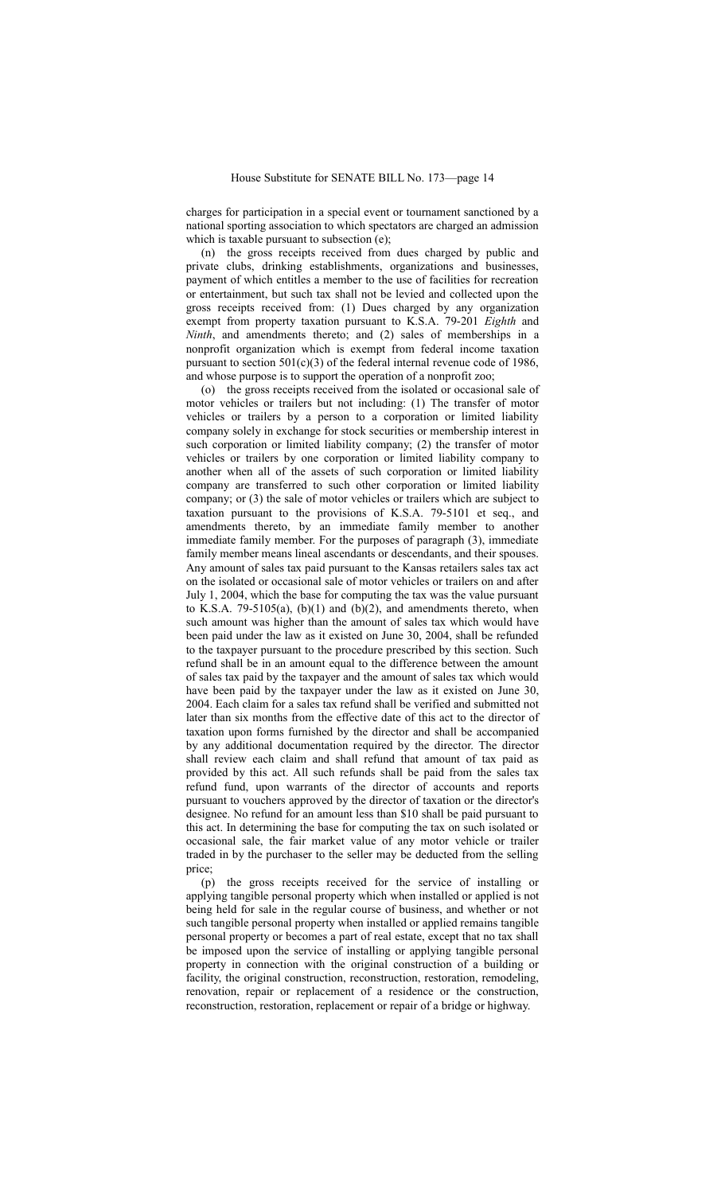charges for participation in a special event or tournament sanctioned by a national sporting association to which spectators are charged an admission which is taxable pursuant to subsection (e);

(n) the gross receipts received from dues charged by public and private clubs, drinking establishments, organizations and businesses, payment of which entitles a member to the use of facilities for recreation or entertainment, but such tax shall not be levied and collected upon the gross receipts received from: (1) Dues charged by any organization exempt from property taxation pursuant to K.S.A. 79-201 *Eighth* and *Ninth*, and amendments thereto; and (2) sales of memberships in a nonprofit organization which is exempt from federal income taxation pursuant to section 501(c)(3) of the federal internal revenue code of 1986, and whose purpose is to support the operation of a nonprofit zoo;

(o) the gross receipts received from the isolated or occasional sale of motor vehicles or trailers but not including: (1) The transfer of motor vehicles or trailers by a person to a corporation or limited liability company solely in exchange for stock securities or membership interest in such corporation or limited liability company; (2) the transfer of motor vehicles or trailers by one corporation or limited liability company to another when all of the assets of such corporation or limited liability company are transferred to such other corporation or limited liability company; or (3) the sale of motor vehicles or trailers which are subject to taxation pursuant to the provisions of K.S.A. 79-5101 et seq., and amendments thereto, by an immediate family member to another immediate family member. For the purposes of paragraph (3), immediate family member means lineal ascendants or descendants, and their spouses. Any amount of sales tax paid pursuant to the Kansas retailers sales tax act on the isolated or occasional sale of motor vehicles or trailers on and after July 1, 2004, which the base for computing the tax was the value pursuant to K.S.A. 79-5105(a), (b)(1) and (b)(2), and amendments thereto, when such amount was higher than the amount of sales tax which would have been paid under the law as it existed on June 30, 2004, shall be refunded to the taxpayer pursuant to the procedure prescribed by this section. Such refund shall be in an amount equal to the difference between the amount of sales tax paid by the taxpayer and the amount of sales tax which would have been paid by the taxpayer under the law as it existed on June 30, 2004. Each claim for a sales tax refund shall be verified and submitted not later than six months from the effective date of this act to the director of taxation upon forms furnished by the director and shall be accompanied by any additional documentation required by the director. The director shall review each claim and shall refund that amount of tax paid as provided by this act. All such refunds shall be paid from the sales tax refund fund, upon warrants of the director of accounts and reports pursuant to vouchers approved by the director of taxation or the director's designee. No refund for an amount less than $10 shall be paid pursuant to this act. In determining the base for computing the tax on such isolated or occasional sale, the fair market value of any motor vehicle or trailer traded in by the purchaser to the seller may be deducted from the selling price;

(p) the gross receipts received for the service of installing or applying tangible personal property which when installed or applied is not being held for sale in the regular course of business, and whether or not such tangible personal property when installed or applied remains tangible personal property or becomes a part of real estate, except that no tax shall be imposed upon the service of installing or applying tangible personal property in connection with the original construction of a building or facility, the original construction, reconstruction, restoration, remodeling, renovation, repair or replacement of a residence or the construction, reconstruction, restoration, replacement or repair of a bridge or highway.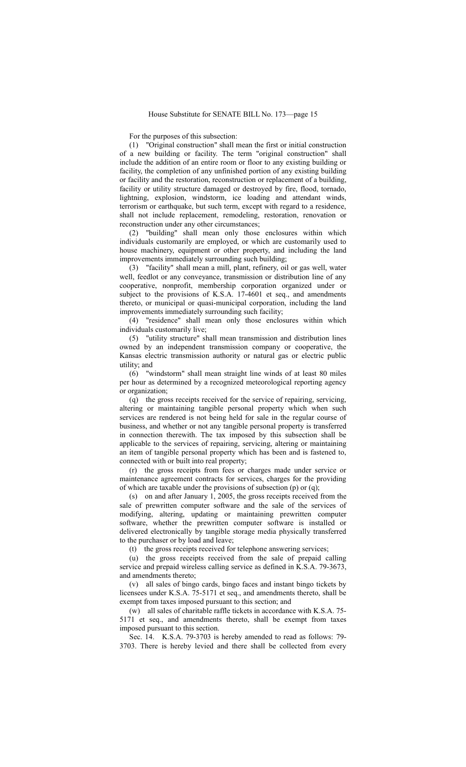For the purposes of this subsection:

(1) "Original construction" shall mean the first or initial construction of a new building or facility. The term "original construction" shall include the addition of an entire room or floor to any existing building or facility, the completion of any unfinished portion of any existing building or facility and the restoration, reconstruction or replacement of a building, facility or utility structure damaged or destroyed by fire, flood, tornado, lightning, explosion, windstorm, ice loading and attendant winds, terrorism or earthquake, but such term, except with regard to a residence, shall not include replacement, remodeling, restoration, renovation or reconstruction under any other circumstances;

(2) "building" shall mean only those enclosures within which individuals customarily are employed, or which are customarily used to house machinery, equipment or other property, and including the land improvements immediately surrounding such building;

(3) "facility" shall mean a mill, plant, refinery, oil or gas well, water well, feedlot or any conveyance, transmission or distribution line of any cooperative, nonprofit, membership corporation organized under or subject to the provisions of K.S.A. 17-4601 et seq., and amendments thereto, or municipal or quasi-municipal corporation, including the land improvements immediately surrounding such facility;

(4) "residence" shall mean only those enclosures within which individuals customarily live;

(5) "utility structure" shall mean transmission and distribution lines owned by an independent transmission company or cooperative, the Kansas electric transmission authority or natural gas or electric public utility; and

(6) "windstorm" shall mean straight line winds of at least 80 miles per hour as determined by a recognized meteorological reporting agency or organization;

(q) the gross receipts received for the service of repairing, servicing, altering or maintaining tangible personal property which when such services are rendered is not being held for sale in the regular course of business, and whether or not any tangible personal property is transferred in connection therewith. The tax imposed by this subsection shall be applicable to the services of repairing, servicing, altering or maintaining an item of tangible personal property which has been and is fastened to, connected with or built into real property;

(r) the gross receipts from fees or charges made under service or maintenance agreement contracts for services, charges for the providing of which are taxable under the provisions of subsection (p) or (q);

(s) on and after January 1, 2005, the gross receipts received from the sale of prewritten computer software and the sale of the services of modifying, altering, updating or maintaining prewritten computer software, whether the prewritten computer software is installed or delivered electronically by tangible storage media physically transferred to the purchaser or by load and leave;

(t) the gross receipts received for telephone answering services;

(u) the gross receipts received from the sale of prepaid calling service and prepaid wireless calling service as defined in K.S.A. 79-3673, and amendments thereto;

(v) all sales of bingo cards, bingo faces and instant bingo tickets by licensees under K.S.A. 75-5171 et seq., and amendments thereto, shall be exempt from taxes imposed pursuant to this section; and

(w) all sales of charitable raffle tickets in accordance with K.S.A. 75-5171 et seq., and amendments thereto, shall be exempt from taxes imposed pursuant to this section.

Sec. 14. K.S.A. 79-3703 is hereby amended to read as follows: 79-3703. There is hereby levied and there shall be collected from every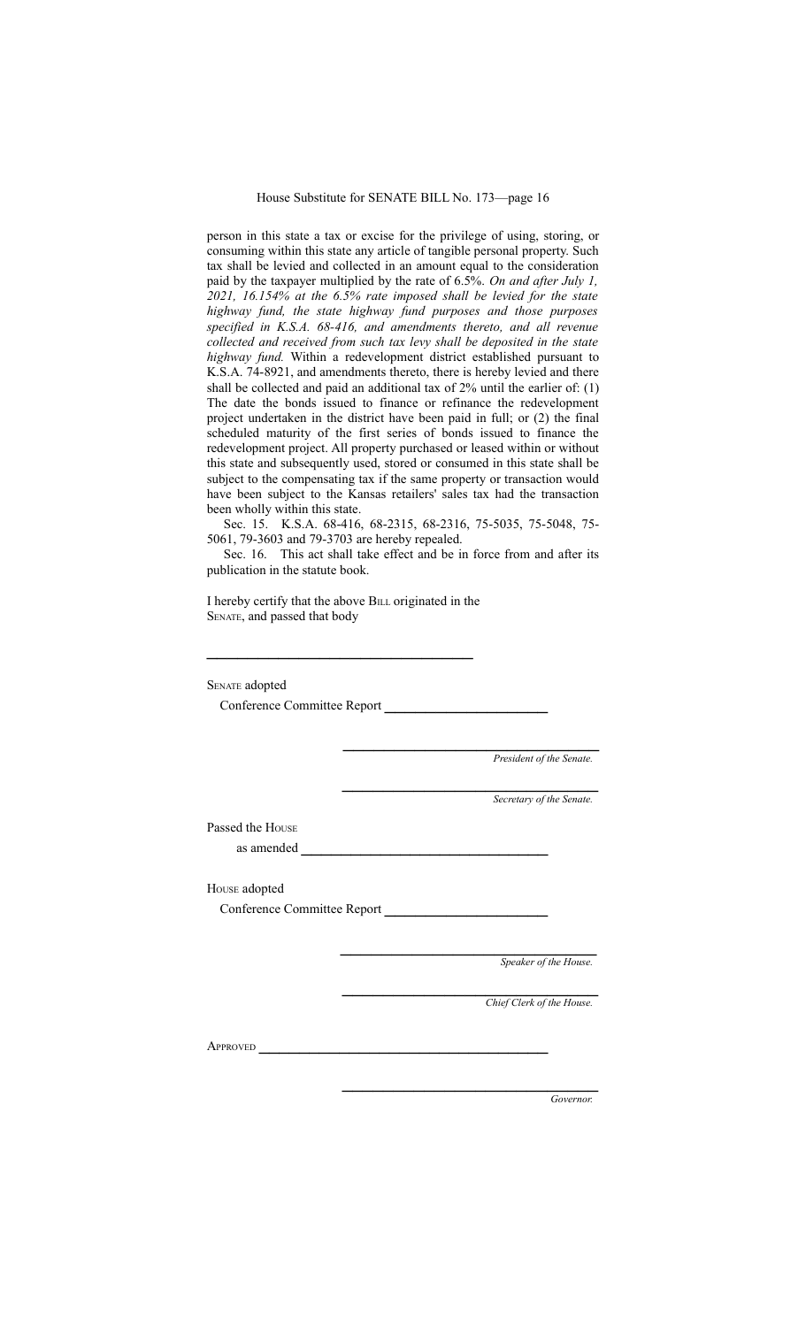person in this state a tax or excise for the privilege of using, storing, or consuming within this state any article of tangible personal property. Such tax shall be levied and collected in an amount equal to the consideration paid by the taxpayer multiplied by the rate of 6.5%. *On and after July 1, 2021, 16.154% at the 6.5% rate imposed shall be levied for the state highway fund, the state highway fund purposes and those purposes specified in K.S.A. 68-416, and amendments thereto, and all revenue collected and received from such tax levy shall be deposited in the state highway fund.* Within a redevelopment district established pursuant to K.S.A. 74-8921, and amendments thereto, there is hereby levied and there shall be collected and paid an additional tax of 2% until the earlier of: (1) The date the bonds issued to finance or refinance the redevelopment project undertaken in the district have been paid in full; or (2) the final scheduled maturity of the first series of bonds issued to finance the redevelopment project. All property purchased or leased within or without this state and subsequently used, stored or consumed in this state shall be subject to the compensating tax if the same property or transaction would have been subject to the Kansas retailers' sales tax had the transaction been wholly within this state.

Sec. 15. K.S.A. 68-416, 68-2315, 68-2316, 75-5035, 75-5048, 75-5061, 79-3603 and 79-3703 are hereby repealed.

Sec. 16. This act shall take effect and be in force from and after its publication in the statute book.

I hereby certify that the above BILL originated in the SENATE, and passed that body

\_\_\_\_\_\_\_\_\_\_\_\_\_\_\_\_\_\_\_\_\_\_\_\_\_\_\_\_\_\_\_\_\_\_\_\_\_\_

SENATE adopted
Conference Committee Report \_\_\_\_\_\_\_\_\_\_\_\_\_\_\_\_\_\_\_\_\_\_\_\_

\_\_\_\_\_\_\_\_\_\_\_\_\_\_\_\_\_\_\_\_\_\_\_\_\_\_\_\_\_\_\_\_\_\_\_\_
*President of the Senate.*

\_\_\_\_\_\_\_\_\_\_\_\_\_\_\_\_\_\_\_\_\_\_\_\_\_\_\_\_\_\_\_\_\_\_\_\_
*Secretary of the Senate.*

Passed the HOUSE
as amended \_\_\_\_\_\_\_\_\_\_\_\_\_\_\_\_\_\_\_\_\_\_\_\_\_\_\_\_\_\_\_\_\_\_\_\_

HOUSE adopted
Conference Committee Report \_\_\_\_\_\_\_\_\_\_\_\_\_\_\_\_\_\_\_\_\_\_\_\_

\_\_\_\_\_\_\_\_\_\_\_\_\_\_\_\_\_\_\_\_\_\_\_\_\_\_\_\_\_\_\_\_\_\_\_\_
*Speaker of the House.*

\_\_\_\_\_\_\_\_\_\_\_\_\_\_\_\_\_\_\_\_\_\_\_\_\_\_\_\_\_\_\_\_\_\_\_\_
*Chief Clerk of the House.*

APPROVED \_\_\_\_\_\_\_\_\_\_\_\_\_\_\_\_\_\_\_\_\_\_\_\_\_\_\_\_\_\_\_\_\_\_\_\_\_\_\_\_\_\_\_\_

\_\_\_\_\_\_\_\_\_\_\_\_\_\_\_\_\_\_\_\_\_\_\_\_\_\_\_\_\_\_\_\_\_\_\_\_
*Governor.*